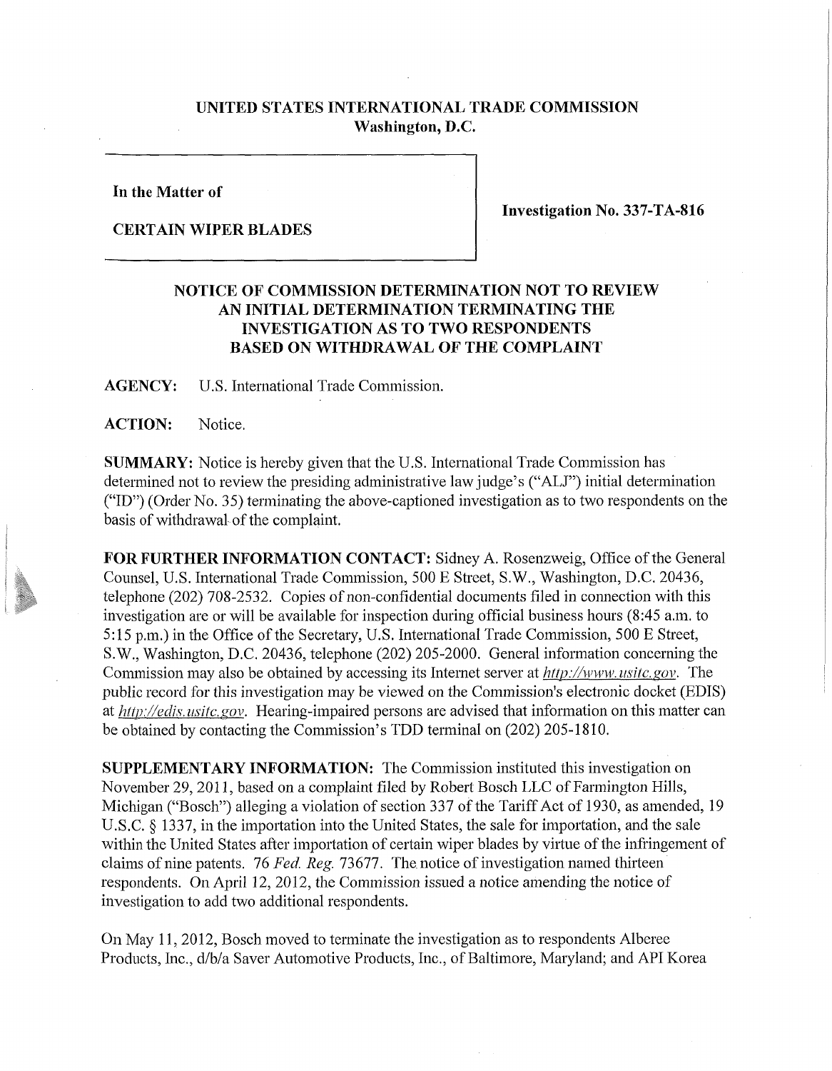**UNITED STATES INTERNATIONAL TRADE COMMISSION**
**Washington, D.C.**

**In the Matter of**

**CERTAIN WIPER BLADES**

**Investigation No. 337-TA-816**

## NOTICE OF COMMISSION DETERMINATION NOT TO REVIEW AN INITIAL DETERMINATION TERMINATING THE INVESTIGATION AS TO TWO RESPONDENTS BASED ON WITHDRAWAL OF THE COMPLAINT

**AGENCY:** U.S. International Trade Commission.

**ACTION:** Notice.

**SUMMARY:** Notice is hereby given that the U.S. International Trade Commission has determined not to review the presiding administrative law judge's ("ALJ") initial determination ("ID") (Order No. 35) terminating the above-captioned investigation as to two respondents on the basis of withdrawal of the complaint.

**FOR FURTHER INFORMATION CONTACT:** Sidney A. Rosenzweig, Office of the General Counsel, U.S. International Trade Commission, 500 E Street, S.W., Washington, D.C. 20436, telephone (202) 708-2532. Copies of non-confidential documents filed in connection with this investigation are or will be available for inspection during official business hours (8:45 a.m. to 5:15 p.m.) in the Office of the Secretary, U.S. International Trade Commission, 500 E Street, S.W., Washington, D.C. 20436, telephone (202) 205-2000. General information concerning the Commission may also be obtained by accessing its Internet server at *http://www.usitc.gov*. The public record for this investigation may be viewed on the Commission's electronic docket (EDIS) at *http://edis.usitc.gov*. Hearing-impaired persons are advised that information on this matter can be obtained by contacting the Commission's TDD terminal on (202) 205-1810.

**SUPPLEMENTARY INFORMATION:** The Commission instituted this investigation on November 29, 2011, based on a complaint filed by Robert Bosch LLC of Farmington Hills, Michigan ("Bosch") alleging a violation of section 337 of the Tariff Act of 1930, as amended, 19 U.S.C. § 1337, in the importation into the United States, the sale for importation, and the sale within the United States after importation of certain wiper blades by virtue of the infringement of claims of nine patents. 76 *Fed. Reg.* 73677. The notice of investigation named thirteen respondents. On April 12, 2012, the Commission issued a notice amending the notice of investigation to add two additional respondents.

On May 11, 2012, Bosch moved to terminate the investigation as to respondents Alberee Products, Inc., d/b/a Saver Automotive Products, Inc., of Baltimore, Maryland; and API Korea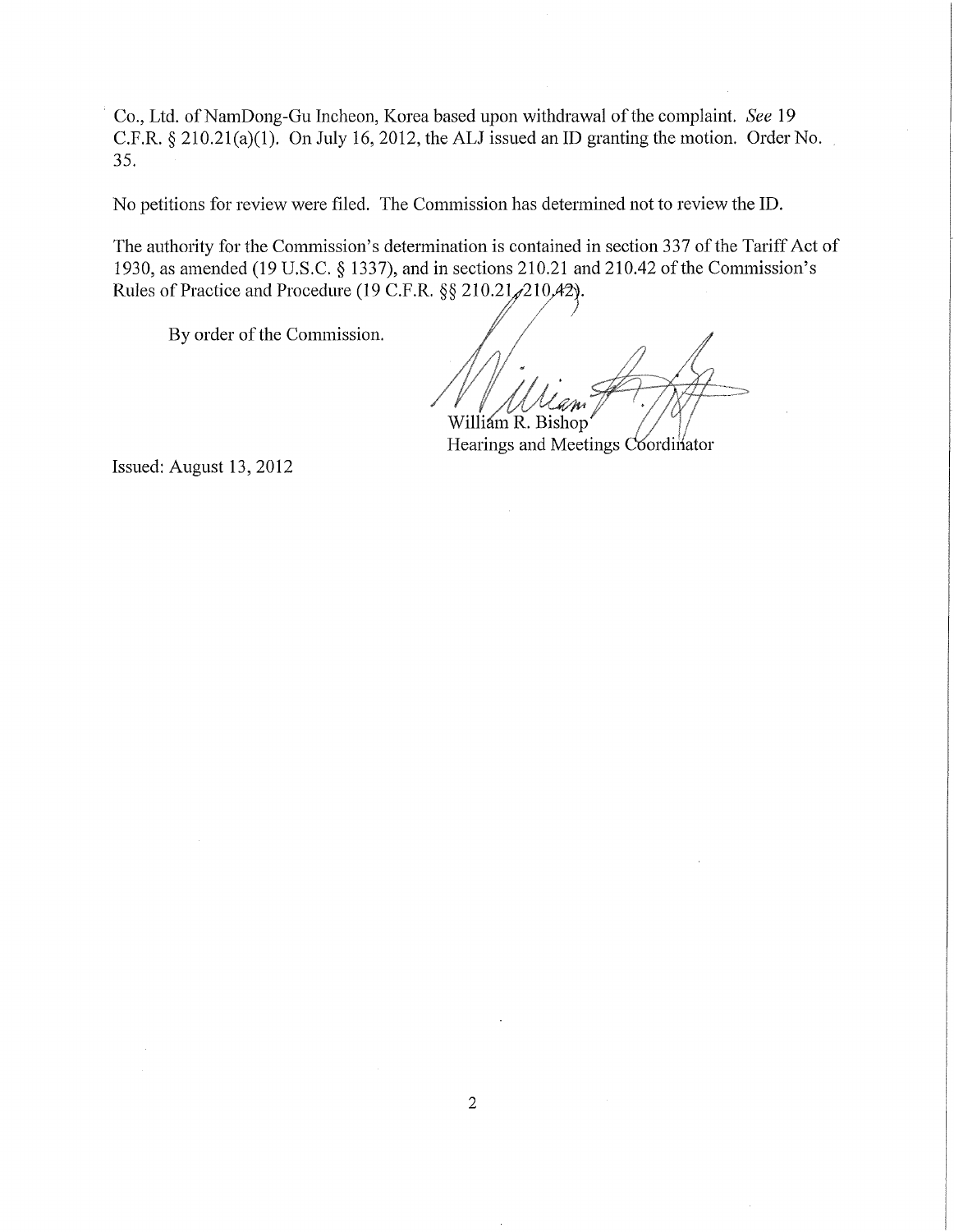Co., Ltd. of NamDong-Gu Incheon, Korea based upon withdrawal of the complaint. *See* 19 C.F.R. § 210.21(a)(1). On July 16, 2012, the ALJ issued an ID granting the motion. Order No. 35.

No petitions for review were filed. The Commission has determined not to review the ID.

The authority for the Commission's determination is contained in section 337 of the Tariff Act of 1930, as amended (19 U.S.C. § 1337), and in sections 210.21 and 210.42 of the Commission's Rules of Practice and Procedure (19 C.F.R. §§ 210.21, 210.42).

By order of the Commission.

William R. Bishop
Hearings and Meetings Coordinator

Issued: August 13, 2012